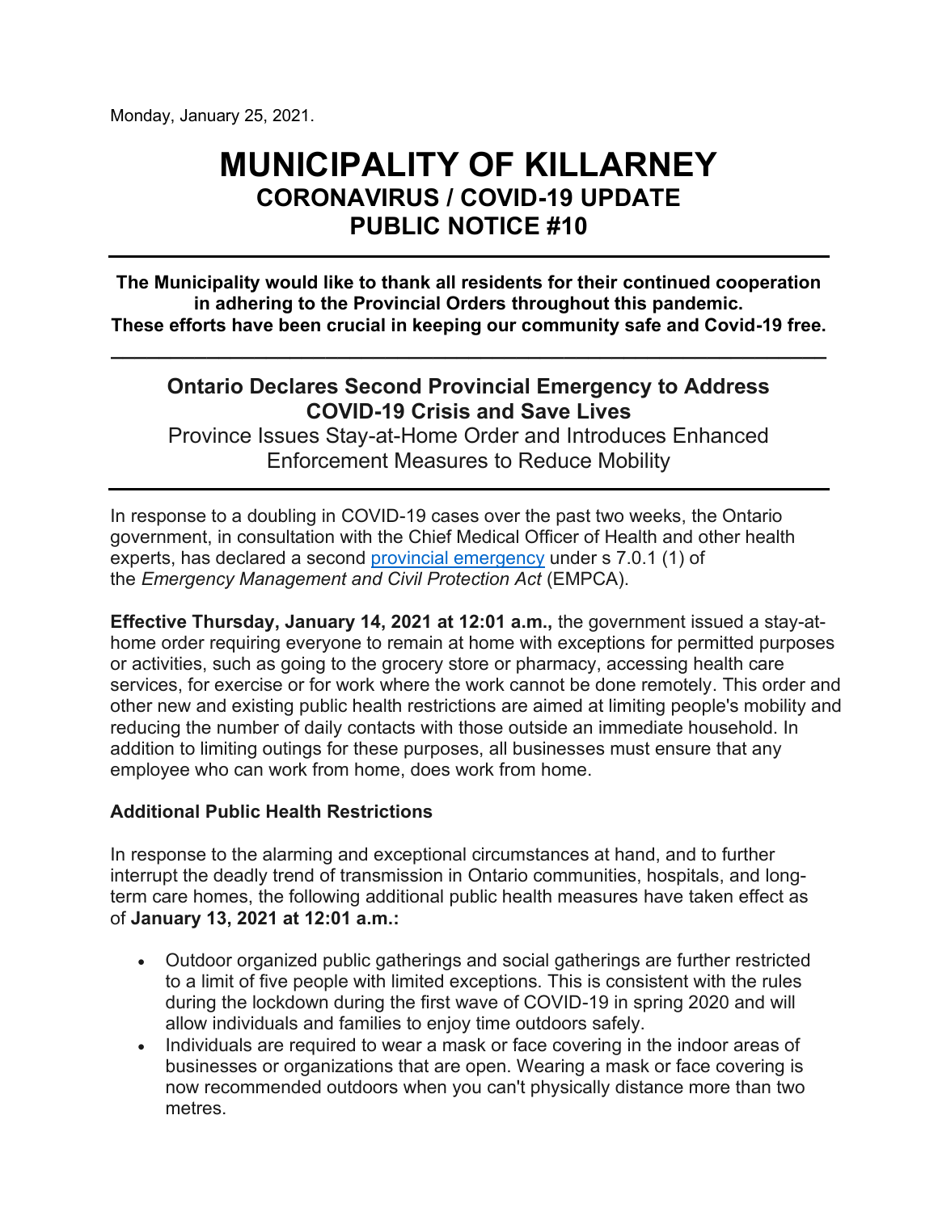Monday, January 25, 2021.

# MUNICIPALITY OF KILLARNEY
## CORONAVIRUS / COVID-19 UPDATE
## PUBLIC NOTICE #10

---

**The Municipality would like to thank all residents for their continued cooperation in adhering to the Provincial Orders throughout this pandemic. These efforts have been crucial in keeping our community safe and Covid-19 free.**

---

## Ontario Declares Second Provincial Emergency to Address COVID-19 Crisis and Save Lives

Province Issues Stay-at-Home Order and Introduces Enhanced Enforcement Measures to Reduce Mobility

---

In response to a doubling in COVID-19 cases over the past two weeks, the Ontario government, in consultation with the Chief Medical Officer of Health and other health experts, has declared a second provincial emergency under s 7.0.1 (1) of the *Emergency Management and Civil Protection Act* (EMPCA).

**Effective Thursday, January 14, 2021 at 12:01 a.m.,** the government issued a stay-at-home order requiring everyone to remain at home with exceptions for permitted purposes or activities, such as going to the grocery store or pharmacy, accessing health care services, for exercise or for work where the work cannot be done remotely. This order and other new and existing public health restrictions are aimed at limiting people's mobility and reducing the number of daily contacts with those outside an immediate household. In addition to limiting outings for these purposes, all businesses must ensure that any employee who can work from home, does work from home.

**Additional Public Health Restrictions**

In response to the alarming and exceptional circumstances at hand, and to further interrupt the deadly trend of transmission in Ontario communities, hospitals, and long-term care homes, the following additional public health measures have taken effect as of **January 13, 2021 at 12:01 a.m.:**

- Outdoor organized public gatherings and social gatherings are further restricted to a limit of five people with limited exceptions. This is consistent with the rules during the lockdown during the first wave of COVID-19 in spring 2020 and will allow individuals and families to enjoy time outdoors safely.
- Individuals are required to wear a mask or face covering in the indoor areas of businesses or organizations that are open. Wearing a mask or face covering is now recommended outdoors when you can't physically distance more than two metres.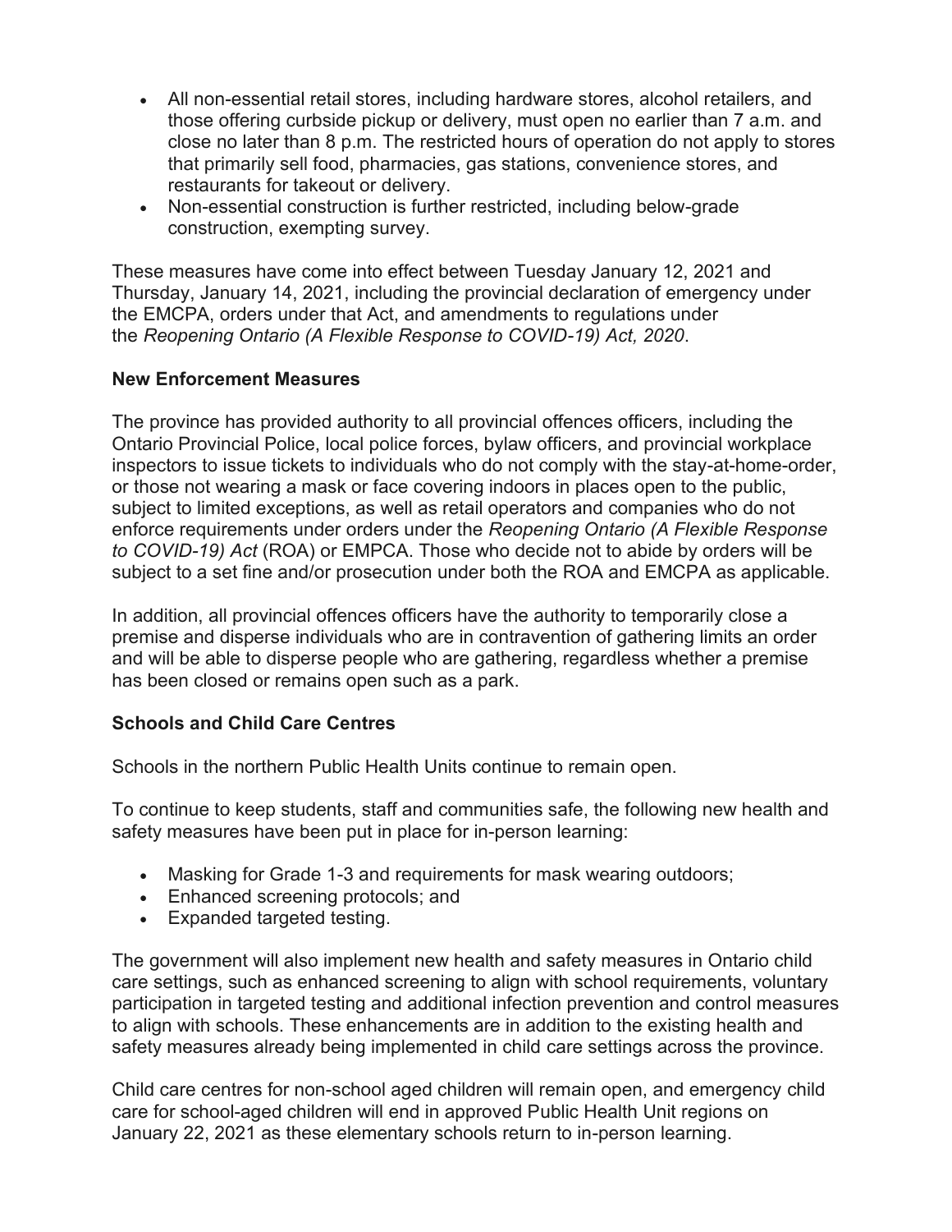- All non-essential retail stores, including hardware stores, alcohol retailers, and those offering curbside pickup or delivery, must open no earlier than 7 a.m. and close no later than 8 p.m. The restricted hours of operation do not apply to stores that primarily sell food, pharmacies, gas stations, convenience stores, and restaurants for takeout or delivery.
- Non-essential construction is further restricted, including below-grade construction, exempting survey.

These measures have come into effect between Tuesday January 12, 2021 and Thursday, January 14, 2021, including the provincial declaration of emergency under the EMCPA, orders under that Act, and amendments to regulations under the *Reopening Ontario (A Flexible Response to COVID-19) Act, 2020*.

**New Enforcement Measures**

The province has provided authority to all provincial offences officers, including the Ontario Provincial Police, local police forces, bylaw officers, and provincial workplace inspectors to issue tickets to individuals who do not comply with the stay-at-home-order, or those not wearing a mask or face covering indoors in places open to the public, subject to limited exceptions, as well as retail operators and companies who do not enforce requirements under orders under the *Reopening Ontario (A Flexible Response to COVID-19) Act* (ROA) or EMPCA. Those who decide not to abide by orders will be subject to a set fine and/or prosecution under both the ROA and EMCPA as applicable.

In addition, all provincial offences officers have the authority to temporarily close a premise and disperse individuals who are in contravention of gathering limits an order and will be able to disperse people who are gathering, regardless whether a premise has been closed or remains open such as a park.

**Schools and Child Care Centres**

Schools in the northern Public Health Units continue to remain open.

To continue to keep students, staff and communities safe, the following new health and safety measures have been put in place for in-person learning:

- Masking for Grade 1-3 and requirements for mask wearing outdoors;
- Enhanced screening protocols; and
- Expanded targeted testing.

The government will also implement new health and safety measures in Ontario child care settings, such as enhanced screening to align with school requirements, voluntary participation in targeted testing and additional infection prevention and control measures to align with schools. These enhancements are in addition to the existing health and safety measures already being implemented in child care settings across the province.

Child care centres for non-school aged children will remain open, and emergency child care for school-aged children will end in approved Public Health Unit regions on January 22, 2021 as these elementary schools return to in-person learning.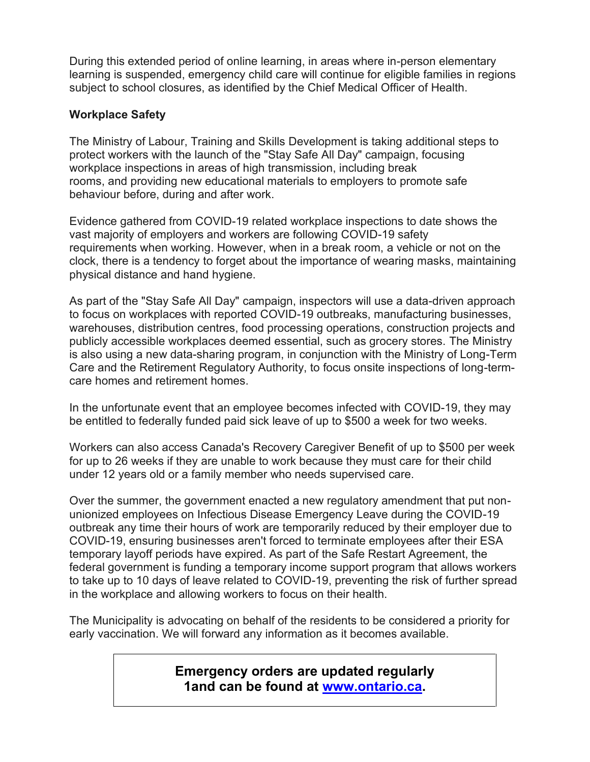During this extended period of online learning, in areas where in-person elementary learning is suspended, emergency child care will continue for eligible families in regions subject to school closures, as identified by the Chief Medical Officer of Health.

**Workplace Safety**

The Ministry of Labour, Training and Skills Development is taking additional steps to protect workers with the launch of the "Stay Safe All Day" campaign, focusing workplace inspections in areas of high transmission, including break rooms, and providing new educational materials to employers to promote safe behaviour before, during and after work.

Evidence gathered from COVID-19 related workplace inspections to date shows the vast majority of employers and workers are following COVID-19 safety requirements when working. However, when in a break room, a vehicle or not on the clock, there is a tendency to forget about the importance of wearing masks, maintaining physical distance and hand hygiene.

As part of the "Stay Safe All Day" campaign, inspectors will use a data-driven approach to focus on workplaces with reported COVID-19 outbreaks, manufacturing businesses, warehouses, distribution centres, food processing operations, construction projects and publicly accessible workplaces deemed essential, such as grocery stores. The Ministry is also using a new data-sharing program, in conjunction with the Ministry of Long-Term Care and the Retirement Regulatory Authority, to focus onsite inspections of long-term-care homes and retirement homes.

In the unfortunate event that an employee becomes infected with COVID-19, they may be entitled to federally funded paid sick leave of up to $500 a week for two weeks.

Workers can also access Canada's Recovery Caregiver Benefit of up to $500 per week for up to 26 weeks if they are unable to work because they must care for their child under 12 years old or a family member who needs supervised care.

Over the summer, the government enacted a new regulatory amendment that put non-unionized employees on Infectious Disease Emergency Leave during the COVID-19 outbreak any time their hours of work are temporarily reduced by their employer due to COVID-19, ensuring businesses aren't forced to terminate employees after their ESA temporary layoff periods have expired. As part of the Safe Restart Agreement, the federal government is funding a temporary income support program that allows workers to take up to 10 days of leave related to COVID-19, preventing the risk of further spread in the workplace and allowing workers to focus on their health.

The Municipality is advocating on behalf of the residents to be considered a priority for early vaccination. We will forward any information as it becomes available.

**Emergency orders are updated regularly 1and can be found at [www.ontario.ca](http://www.ontario.ca).**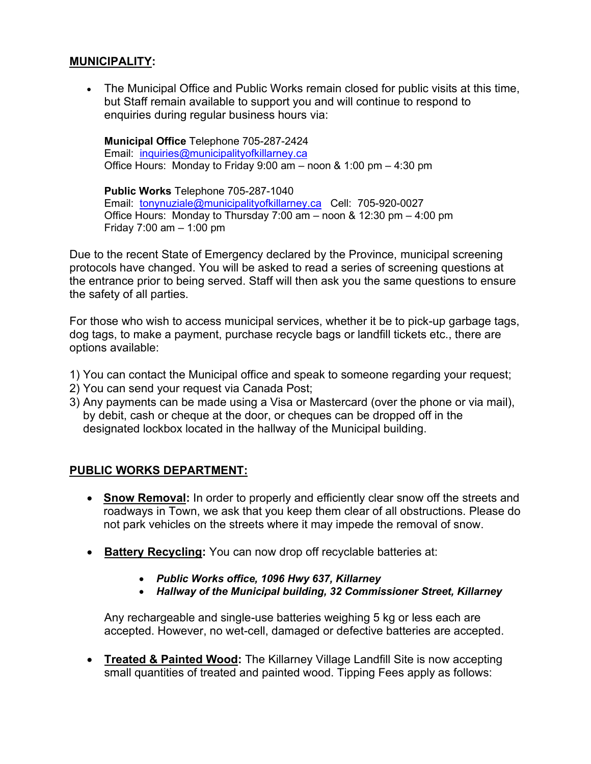## <u>MUNICIPALITY</u>:

- The Municipal Office and Public Works remain closed for public visits at this time, but Staff remain available to support you and will continue to respond to enquiries during regular business hours via:

  **Municipal Office** Telephone 705-287-2424
  Email: inquiries@municipalityofkillarney.ca
  Office Hours: Monday to Friday 9:00 am – noon & 1:00 pm – 4:30 pm

  **Public Works** Telephone 705-287-1040
  Email: tonynuziale@municipalityofkillarney.ca Cell: 705-920-0027
  Office Hours: Monday to Thursday 7:00 am – noon & 12:30 pm – 4:00 pm
  Friday 7:00 am – 1:00 pm

Due to the recent State of Emergency declared by the Province, municipal screening protocols have changed. You will be asked to read a series of screening questions at the entrance prior to being served. Staff will then ask you the same questions to ensure the safety of all parties.

For those who wish to access municipal services, whether it be to pick-up garbage tags, dog tags, to make a payment, purchase recycle bags or landfill tickets etc., there are options available:

1) You can contact the Municipal office and speak to someone regarding your request;
2) You can send your request via Canada Post;
3) Any payments can be made using a Visa or Mastercard (over the phone or via mail), by debit, cash or cheque at the door, or cheques can be dropped off in the designated lockbox located in the hallway of the Municipal building.

## <u>PUBLIC WORKS DEPARTMENT:</u>

- **<u>Snow Removal</u>:** In order to properly and efficiently clear snow off the streets and roadways in Town, we ask that you keep them clear of all obstructions. Please do not park vehicles on the streets where it may impede the removal of snow.

- **<u>Battery Recycling</u>:** You can now drop off recyclable batteries at:

  - ***Public Works office, 1096 Hwy 637, Killarney***
  - ***Hallway of the Municipal building, 32 Commissioner Street, Killarney***

  Any rechargeable and single-use batteries weighing 5 kg or less each are accepted. However, no wet-cell, damaged or defective batteries are accepted.

- **<u>Treated & Painted Wood</u>:** The Killarney Village Landfill Site is now accepting small quantities of treated and painted wood. Tipping Fees apply as follows: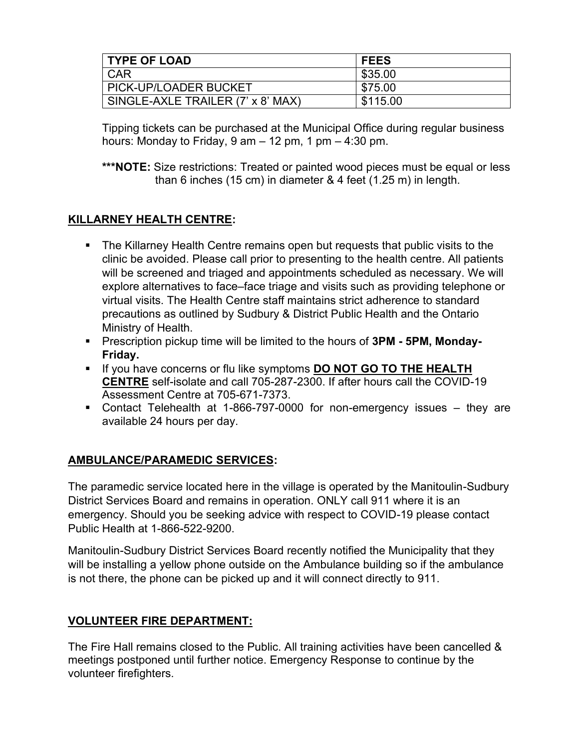| TYPE OF LOAD | FEES |
| --- | --- |
| CAR | $35.00 |
| PICK-UP/LOADER BUCKET | $75.00 |
| SINGLE-AXLE TRAILER (7' x 8' MAX) | $115.00 |

Tipping tickets can be purchased at the Municipal Office during regular business hours: Monday to Friday, 9 am – 12 pm, 1 pm – 4:30 pm.

***NOTE:** Size restrictions: Treated or painted wood pieces must be equal or less than 6 inches (15 cm) in diameter & 4 feet (1.25 m) in length.

## KILLARNEY HEALTH CENTRE:

- The Killarney Health Centre remains open but requests that public visits to the clinic be avoided. Please call prior to presenting to the health centre. All patients will be screened and triaged and appointments scheduled as necessary. We will explore alternatives to face–face triage and visits such as providing telephone or virtual visits. The Health Centre staff maintains strict adherence to standard precautions as outlined by Sudbury & District Public Health and the Ontario Ministry of Health.
- Prescription pickup time will be limited to the hours of **3PM - 5PM, Monday-Friday.**
- If you have concerns or flu like symptoms **DO NOT GO TO THE HEALTH CENTRE** self-isolate and call 705-287-2300. If after hours call the COVID-19 Assessment Centre at 705-671-7373.
- Contact Telehealth at 1-866-797-0000 for non-emergency issues – they are available 24 hours per day.

## AMBULANCE/PARAMEDIC SERVICES:

The paramedic service located here in the village is operated by the Manitoulin-Sudbury District Services Board and remains in operation. ONLY call 911 where it is an emergency. Should you be seeking advice with respect to COVID-19 please contact Public Health at 1-866-522-9200.

Manitoulin-Sudbury District Services Board recently notified the Municipality that they will be installing a yellow phone outside on the Ambulance building so if the ambulance is not there, the phone can be picked up and it will connect directly to 911.

## VOLUNTEER FIRE DEPARTMENT:

The Fire Hall remains closed to the Public. All training activities have been cancelled & meetings postponed until further notice. Emergency Response to continue by the volunteer firefighters.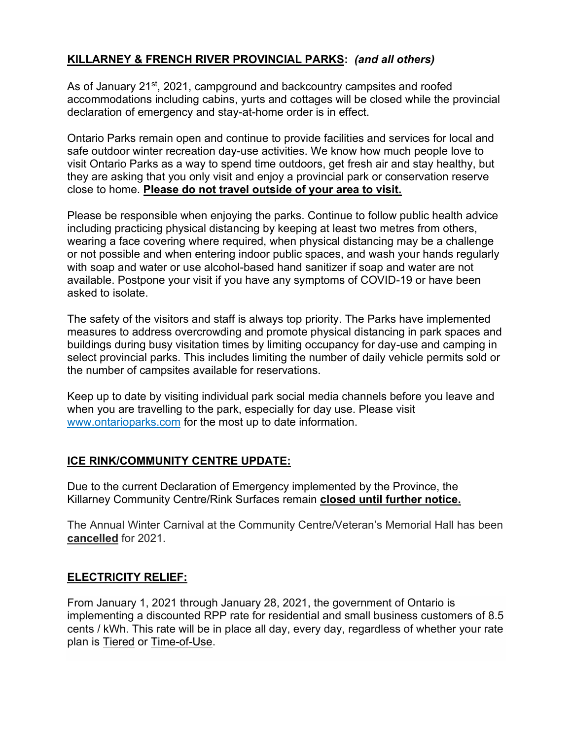## **KILLARNEY & FRENCH RIVER PROVINCIAL PARKS:** *(and all others)*

As of January 21st, 2021, campground and backcountry campsites and roofed accommodations including cabins, yurts and cottages will be closed while the provincial declaration of emergency and stay-at-home order is in effect.

Ontario Parks remain open and continue to provide facilities and services for local and safe outdoor winter recreation day-use activities. We know how much people love to visit Ontario Parks as a way to spend time outdoors, get fresh air and stay healthy, but they are asking that you only visit and enjoy a provincial park or conservation reserve close to home. **Please do not travel outside of your area to visit.**

Please be responsible when enjoying the parks. Continue to follow public health advice including practicing physical distancing by keeping at least two metres from others, wearing a face covering where required, when physical distancing may be a challenge or not possible and when entering indoor public spaces, and wash your hands regularly with soap and water or use alcohol-based hand sanitizer if soap and water are not available. Postpone your visit if you have any symptoms of COVID-19 or have been asked to isolate.

The safety of the visitors and staff is always top priority. The Parks have implemented measures to address overcrowding and promote physical distancing in park spaces and buildings during busy visitation times by limiting occupancy for day-use and camping in select provincial parks. This includes limiting the number of daily vehicle permits sold or the number of campsites available for reservations.

Keep up to date by visiting individual park social media channels before you leave and when you are travelling to the park, especially for day use. Please visit www.ontarioparks.com for the most up to date information.

## **ICE RINK/COMMUNITY CENTRE UPDATE:**

Due to the current Declaration of Emergency implemented by the Province, the Killarney Community Centre/Rink Surfaces remain **closed until further notice.**

The Annual Winter Carnival at the Community Centre/Veteran's Memorial Hall has been **cancelled** for 2021.

## **ELECTRICITY RELIEF:**

From January 1, 2021 through January 28, 2021, the government of Ontario is implementing a discounted RPP rate for residential and small business customers of 8.5 cents / kWh. This rate will be in place all day, every day, regardless of whether your rate plan is Tiered or Time-of-Use.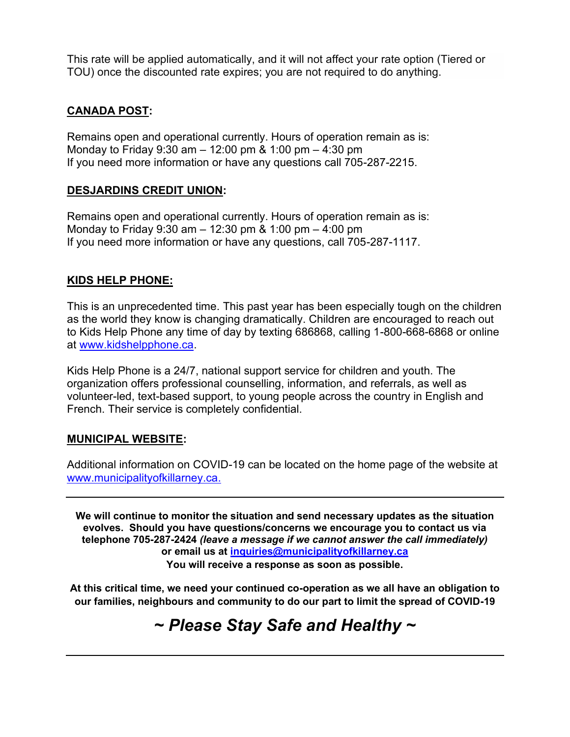This rate will be applied automatically, and it will not affect your rate option (Tiered or TOU) once the discounted rate expires; you are not required to do anything.

**CANADA POST:**

Remains open and operational currently. Hours of operation remain as is:
Monday to Friday 9:30 am – 12:00 pm & 1:00 pm – 4:30 pm
If you need more information or have any questions call 705-287-2215.

**DESJARDINS CREDIT UNION:**

Remains open and operational currently. Hours of operation remain as is:
Monday to Friday 9:30 am – 12:30 pm & 1:00 pm – 4:00 pm
If you need more information or have any questions, call 705-287-1117.

**KIDS HELP PHONE:**

This is an unprecedented time. This past year has been especially tough on the children as the world they know is changing dramatically. Children are encouraged to reach out to Kids Help Phone any time of day by texting 686868, calling 1-800-668-6868 or online at www.kidshelpphone.ca.

Kids Help Phone is a 24/7, national support service for children and youth. The organization offers professional counselling, information, and referrals, as well as volunteer-led, text-based support, to young people across the country in English and French. Their service is completely confidential.

**MUNICIPAL WEBSITE:**

Additional information on COVID-19 can be located on the home page of the website at www.municipalityofkillarney.ca.

---

**We will continue to monitor the situation and send necessary updates as the situation evolves. Should you have questions/concerns we encourage you to contact us via telephone 705-287-2424 *(leave a message if we cannot answer the call immediately)* or email us at inquiries@municipalityofkillarney.ca**
**You will receive a response as soon as possible.**

**At this critical time, we need your continued co-operation as we all have an obligation to our families, neighbours and community to do our part to limit the spread of COVID-19**

## *~ Please Stay Safe and Healthy ~*

---